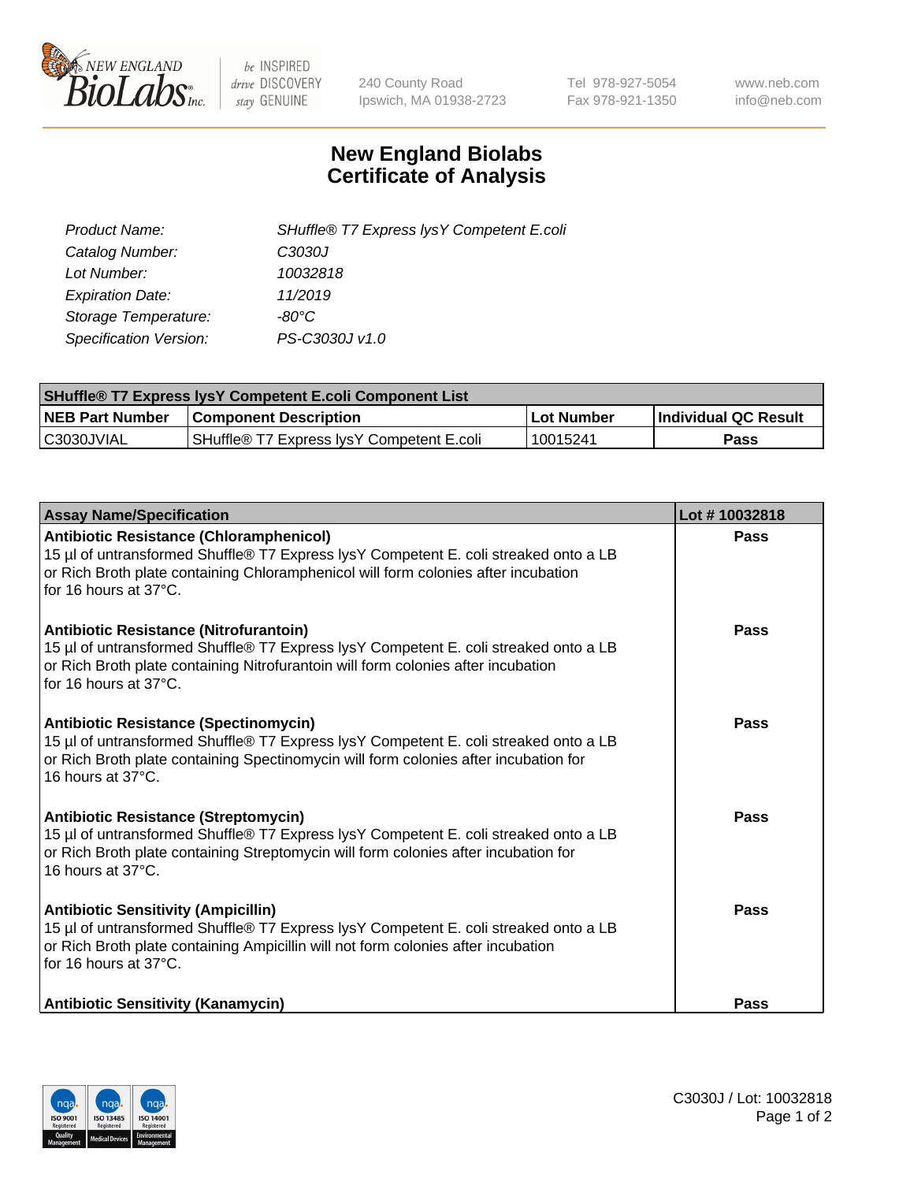240 County Road
Ipswich, MA 01938-2723

Tel 978-927-5054
Fax 978-921-1350

www.neb.com
info@neb.com

# New England Biolabs Certificate of Analysis

| | |
|---|---|
| *Product Name:* | *SHuffle® T7 Express lysY Competent E.coli* |
| *Catalog Number:* | *C3030J* |
| *Lot Number:* | *10032818* |
| *Expiration Date:* | *11/2019* |
| *Storage Temperature:* | *-80°C* |
| *Specification Version:* | *PS-C3030J v1.0* |

| **SHuffle® T7 Express lysY Competent E.coli Component List** | | | |
|---|---|---|---|
| **NEB Part Number** | **Component Description** | **Lot Number** | **Individual QC Result** |
| C3030JVIAL | SHuffle® T7 Express lysY Competent E.coli | 10015241 | **Pass** |

| **Assay Name/Specification** | **Lot # 10032818** |
|---|---|
| **Antibiotic Resistance (Chloramphenicol)**<br>15 µl of untransformed Shuffle® T7 Express lysY Competent E. coli streaked onto a LB or Rich Broth plate containing Chloramphenicol will form colonies after incubation for 16 hours at 37°C. | **Pass** |
| **Antibiotic Resistance (Nitrofurantoin)**<br>15 µl of untransformed Shuffle® T7 Express lysY Competent E. coli streaked onto a LB or Rich Broth plate containing Nitrofurantoin will form colonies after incubation for 16 hours at 37°C. | **Pass** |
| **Antibiotic Resistance (Spectinomycin)**<br>15 µl of untransformed Shuffle® T7 Express lysY Competent E. coli streaked onto a LB or Rich Broth plate containing Spectinomycin will form colonies after incubation for 16 hours at 37°C. | **Pass** |
| **Antibiotic Resistance (Streptomycin)**<br>15 µl of untransformed Shuffle® T7 Express lysY Competent E. coli streaked onto a LB or Rich Broth plate containing Streptomycin will form colonies after incubation for 16 hours at 37°C. | **Pass** |
| **Antibiotic Sensitivity (Ampicillin)**<br>15 µl of untransformed Shuffle® T7 Express lysY Competent E. coli streaked onto a LB or Rich Broth plate containing Ampicillin will not form colonies after incubation for 16 hours at 37°C. | **Pass** |
| **Antibiotic Sensitivity (Kanamycin)** | **Pass** |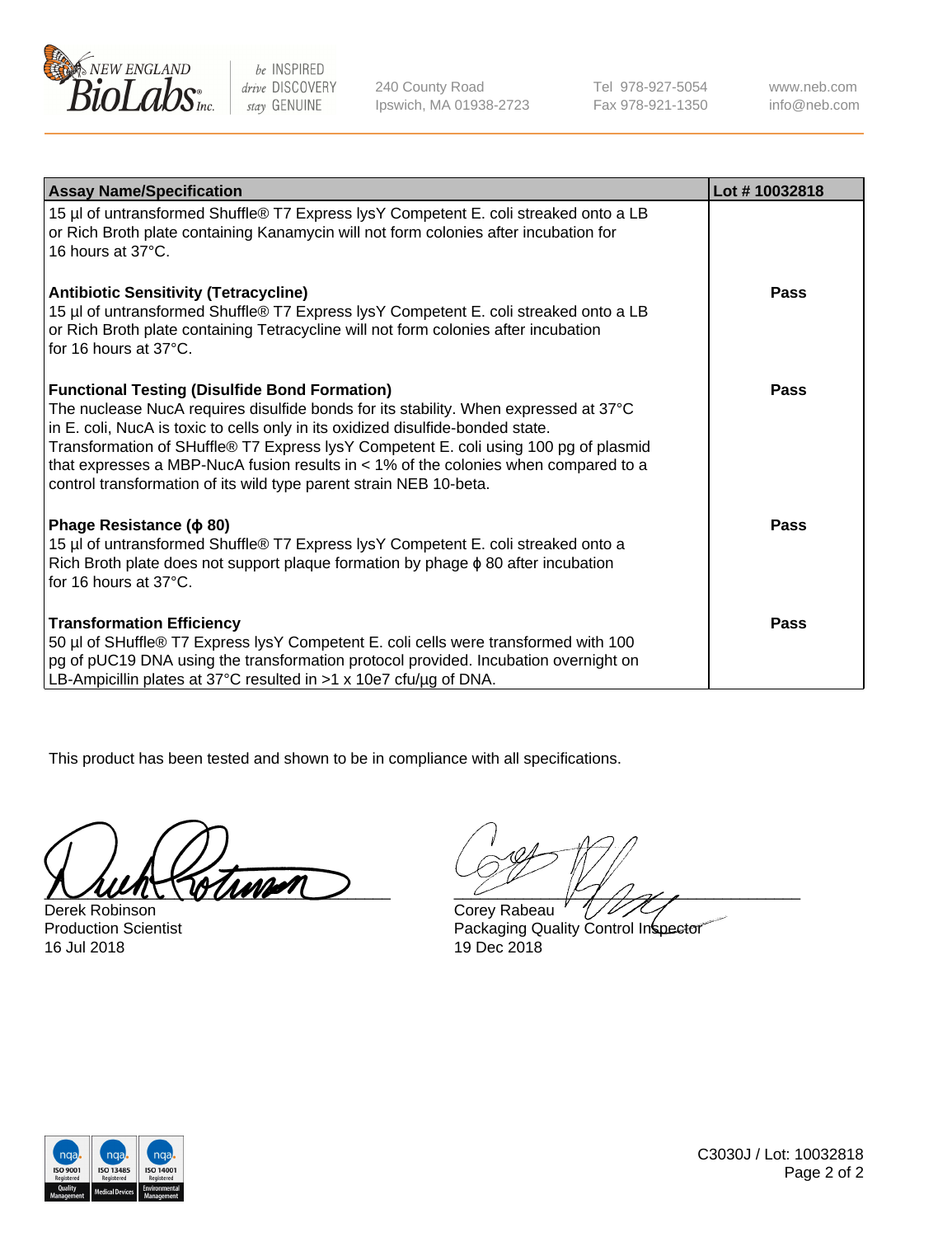| Assay Name/Specification | Lot # 10032818 |
| --- | --- |
| 15 µl of untransformed Shuffle® T7 Express lysY Competent E. coli streaked onto a LB or Rich Broth plate containing Kanamycin will not form colonies after incubation for 16 hours at 37°C. | |
| **Antibiotic Sensitivity (Tetracycline)**<br>15 µl of untransformed Shuffle® T7 Express lysY Competent E. coli streaked onto a LB or Rich Broth plate containing Tetracycline will not form colonies after incubation for 16 hours at 37°C. | **Pass** |
| **Functional Testing (Disulfide Bond Formation)**<br>The nuclease NucA requires disulfide bonds for its stability. When expressed at 37°C in E. coli, NucA is toxic to cells only in its oxidized disulfide-bonded state. Transformation of SHuffle® T7 Express lysY Competent E. coli using 100 pg of plasmid that expresses a MBP-NucA fusion results in < 1% of the colonies when compared to a control transformation of its wild type parent strain NEB 10-beta. | **Pass** |
| **Phage Resistance (ϕ 80)**<br>15 µl of untransformed Shuffle® T7 Express lysY Competent E. coli streaked onto a Rich Broth plate does not support plaque formation by phage ϕ 80 after incubation for 16 hours at 37°C. | **Pass** |
| **Transformation Efficiency**<br>50 µl of SHuffle® T7 Express lysY Competent E. coli cells were transformed with 100 pg of pUC19 DNA using the transformation protocol provided. Incubation overnight on LB-Ampicillin plates at 37°C resulted in >1 x 10e7 cfu/µg of DNA. | **Pass** |

This product has been tested and shown to be in compliance with all specifications.

Derek Robinson
Production Scientist
16 Jul 2018

Corey Rabeau
Packaging Quality Control Inspector
19 Dec 2018

C3030J / Lot: 10032818